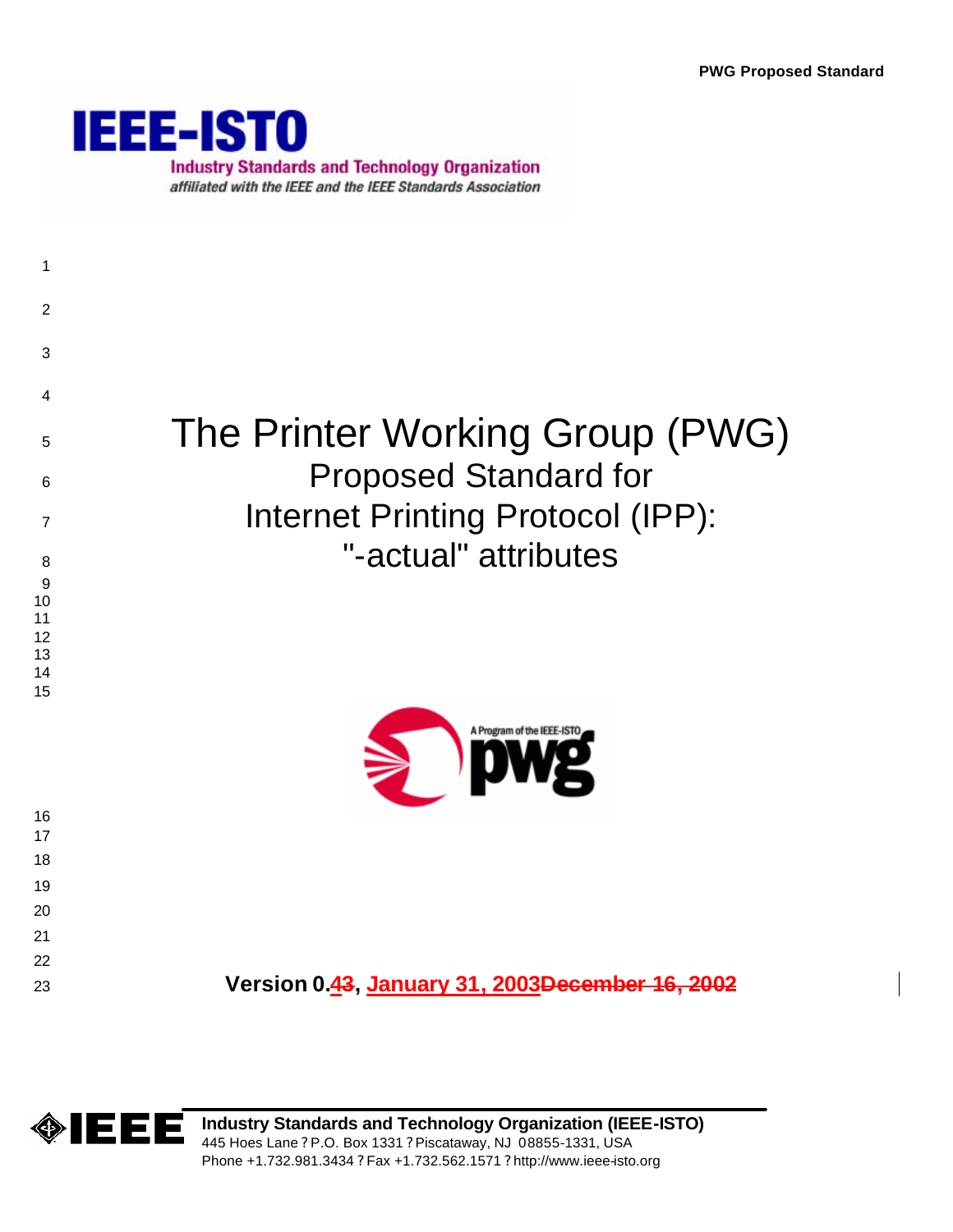PWG Proposed Standard

IEEE-ISTO

Industry Standards and Technology Organization

*affiliated with the IEEE and the IEEE Standards Association*

# The Printer Working Group (PWG) Proposed Standard for Internet Printing Protocol (IPP): "-actual" attributes

A Program of the IEEE-ISTO pwg

**Version 0.43, January 31, 2003December 16, 2002**

**Industry Standards and Technology Organization (IEEE-ISTO)**
445 Hoes Lane ? P.O. Box 1331 ? Piscataway, NJ 08855-1331, USA
Phone +1.732.981.3434 ? Fax +1.732.562.1571 ? http://www.ieee-isto.org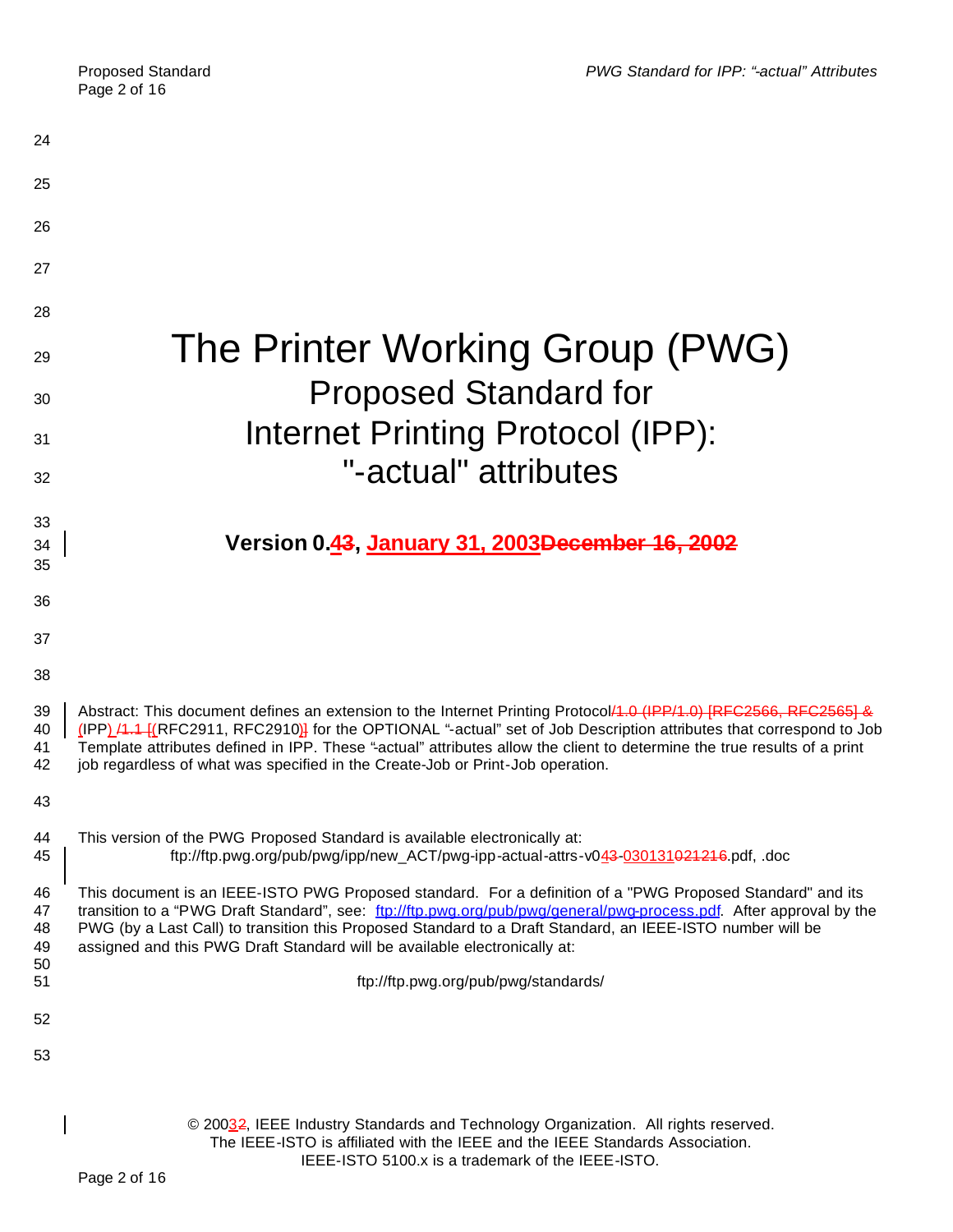# The Printer Working Group (PWG)

## Proposed Standard for
## Internet Printing Protocol (IPP):
## "-actual" attributes

**Version 0.4~~3~~, January 31, 2003~~December 16, 2002~~**

Abstract: This document defines an extension to the Internet Printing Protocol~~/1.0 (IPP/1.0) [RFC2566, RFC2565] &~~ (IPP) ~~/1.1 [~~(RFC2911, RFC2910)~~]~~ for the OPTIONAL "-actual" set of Job Description attributes that correspond to Job Template attributes defined in IPP. These "-actual" attributes allow the client to determine the true results of a print job regardless of what was specified in the Create-Job or Print-Job operation.

This version of the PWG Proposed Standard is available electronically at:

ftp://ftp.pwg.org/pub/pwg/ipp/new_ACT/pwg-ipp-actual-attrs-v04~~3~~-030131~~021216~~.pdf, .doc

This document is an IEEE-ISTO PWG Proposed standard. For a definition of a "PWG Proposed Standard" and its transition to a "PWG Draft Standard", see: ftp://ftp.pwg.org/pub/pwg/general/pwg-process.pdf. After approval by the PWG (by a Last Call) to transition this Proposed Standard to a Draft Standard, an IEEE-ISTO number will be assigned and this PWG Draft Standard will be available electronically at:

ftp://ftp.pwg.org/pub/pwg/standards/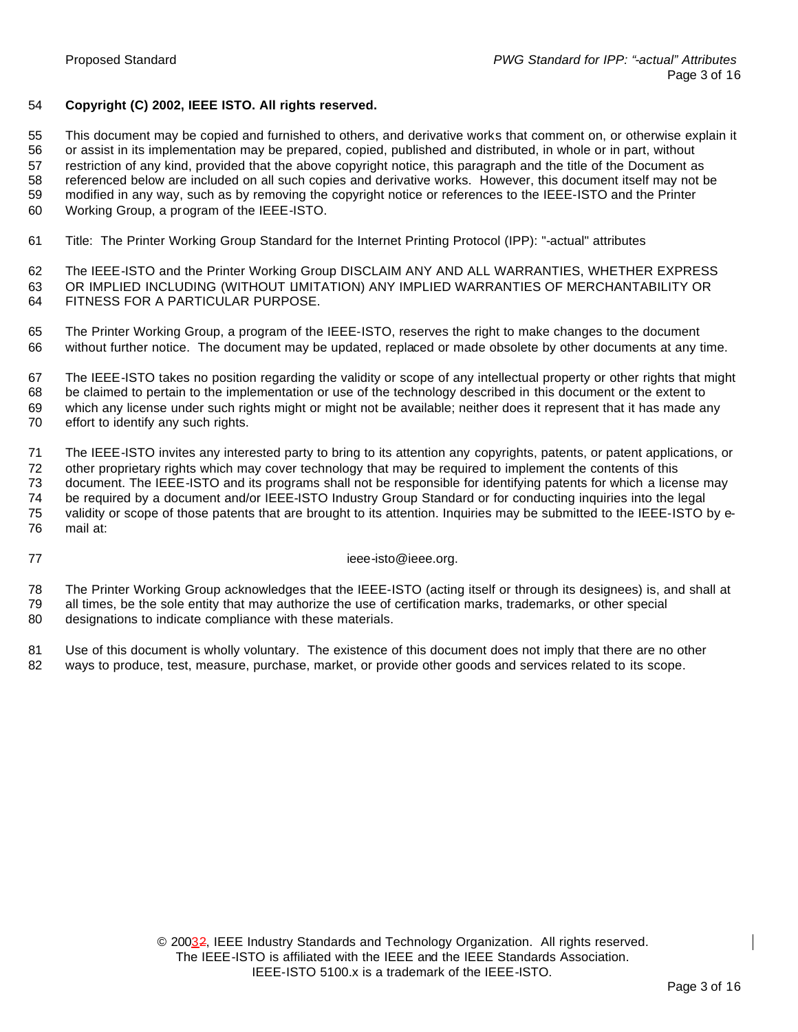**Copyright (C) 2002, IEEE ISTO. All rights reserved.**

This document may be copied and furnished to others, and derivative works that comment on, or otherwise explain it or assist in its implementation may be prepared, copied, published and distributed, in whole or in part, without restriction of any kind, provided that the above copyright notice, this paragraph and the title of the Document as referenced below are included on all such copies and derivative works. However, this document itself may not be modified in any way, such as by removing the copyright notice or references to the IEEE-ISTO and the Printer Working Group, a program of the IEEE-ISTO.

Title: The Printer Working Group Standard for the Internet Printing Protocol (IPP): "-actual" attributes

The IEEE-ISTO and the Printer Working Group DISCLAIM ANY AND ALL WARRANTIES, WHETHER EXPRESS OR IMPLIED INCLUDING (WITHOUT LIMITATION) ANY IMPLIED WARRANTIES OF MERCHANTABILITY OR FITNESS FOR A PARTICULAR PURPOSE.

The Printer Working Group, a program of the IEEE-ISTO, reserves the right to make changes to the document without further notice. The document may be updated, replaced or made obsolete by other documents at any time.

The IEEE-ISTO takes no position regarding the validity or scope of any intellectual property or other rights that might be claimed to pertain to the implementation or use of the technology described in this document or the extent to which any license under such rights might or might not be available; neither does it represent that it has made any effort to identify any such rights.

The IEEE-ISTO invites any interested party to bring to its attention any copyrights, patents, or patent applications, or other proprietary rights which may cover technology that may be required to implement the contents of this document. The IEEE-ISTO and its programs shall not be responsible for identifying patents for which a license may be required by a document and/or IEEE-ISTO Industry Group Standard or for conducting inquiries into the legal validity or scope of those patents that are brought to its attention. Inquiries may be submitted to the IEEE-ISTO by e-mail at:

ieee-isto@ieee.org.

The Printer Working Group acknowledges that the IEEE-ISTO (acting itself or through its designees) is, and shall at all times, be the sole entity that may authorize the use of certification marks, trademarks, or other special designations to indicate compliance with these materials.

Use of this document is wholly voluntary. The existence of this document does not imply that there are no other ways to produce, test, measure, purchase, market, or provide other goods and services related to its scope.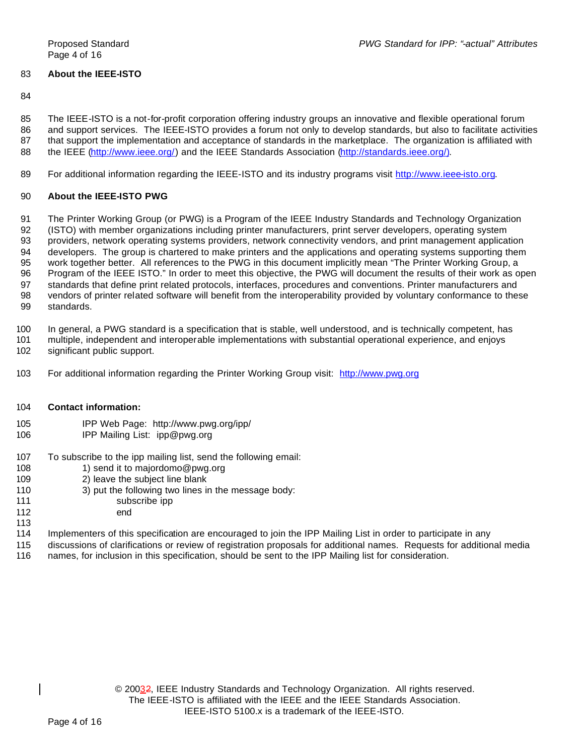## About the IEEE-ISTO

The IEEE-ISTO is a not-for-profit corporation offering industry groups an innovative and flexible operational forum and support services. The IEEE-ISTO provides a forum not only to develop standards, but also to facilitate activities that support the implementation and acceptance of standards in the marketplace. The organization is affiliated with the IEEE (http://www.ieee.org/) and the IEEE Standards Association (http://standards.ieee.org/).

For additional information regarding the IEEE-ISTO and its industry programs visit http://www.ieee-isto.org.

## About the IEEE-ISTO PWG

The Printer Working Group (or PWG) is a Program of the IEEE Industry Standards and Technology Organization (ISTO) with member organizations including printer manufacturers, print server developers, operating system providers, network operating systems providers, network connectivity vendors, and print management application developers. The group is chartered to make printers and the applications and operating systems supporting them work together better. All references to the PWG in this document implicitly mean "The Printer Working Group, a Program of the IEEE ISTO." In order to meet this objective, the PWG will document the results of their work as open standards that define print related protocols, interfaces, procedures and conventions. Printer manufacturers and vendors of printer related software will benefit from the interoperability provided by voluntary conformance to these standards.

In general, a PWG standard is a specification that is stable, well understood, and is technically competent, has multiple, independent and interoperable implementations with substantial operational experience, and enjoys significant public support.

For additional information regarding the Printer Working Group visit: http://www.pwg.org

**Contact information:**

IPP Web Page: http://www.pwg.org/ipp/
IPP Mailing List: ipp@pwg.org

To subscribe to the ipp mailing list, send the following email:

1) send it to majordomo@pwg.org
2) leave the subject line blank
3) put the following two lines in the message body:

```
subscribe ipp
end
```

Implementers of this specification are encouraged to join the IPP Mailing List in order to participate in any discussions of clarifications or review of registration proposals for additional names. Requests for additional media names, for inclusion in this specification, should be sent to the IPP Mailing list for consideration.

© 20032, IEEE Industry Standards and Technology Organization. All rights reserved.
The IEEE-ISTO is affiliated with the IEEE and the IEEE Standards Association.
IEEE-ISTO 5100.x is a trademark of the IEEE-ISTO.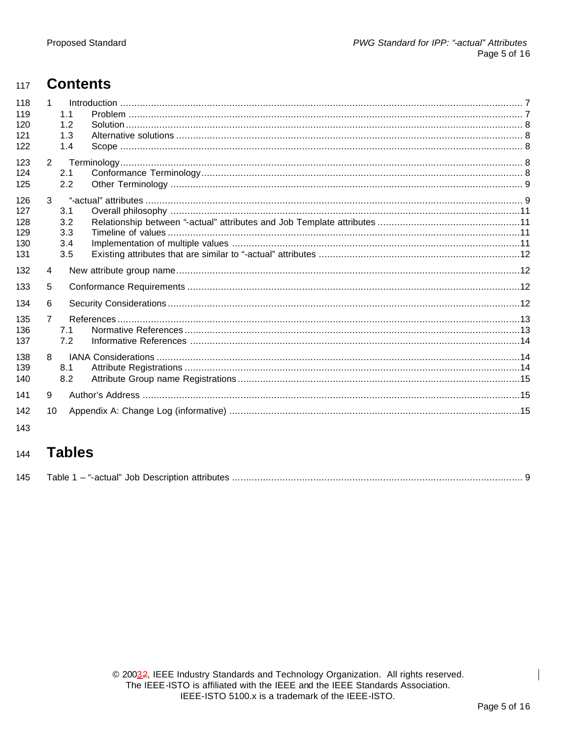# Contents

1 Introduction ..... 7
  1.1 Problem ..... 7
  1.2 Solution ..... 8
  1.3 Alternative solutions ..... 8
  1.4 Scope ..... 8
2 Terminology ..... 8
  2.1 Conformance Terminology ..... 8
  2.2 Other Terminology ..... 9
3 "-actual" attributes ..... 9
  3.1 Overall philosophy ..... 11
  3.2 Relationship between "-actual" attributes and Job Template attributes ..... 11
  3.3 Timeline of values ..... 11
  3.4 Implementation of multiple values ..... 11
  3.5 Existing attributes that are similar to "-actual" attributes ..... 12
4 New attribute group name ..... 12
5 Conformance Requirements ..... 12
6 Security Considerations ..... 12
7 References ..... 13
  7.1 Normative References ..... 13
  7.2 Informative References ..... 14
8 IANA Considerations ..... 14
  8.1 Attribute Registrations ..... 14
  8.2 Attribute Group name Registrations ..... 15
9 Author's Address ..... 15
10 Appendix A: Change Log (informative) ..... 15

# Tables

Table 1 – "-actual" Job Description attributes ..... 9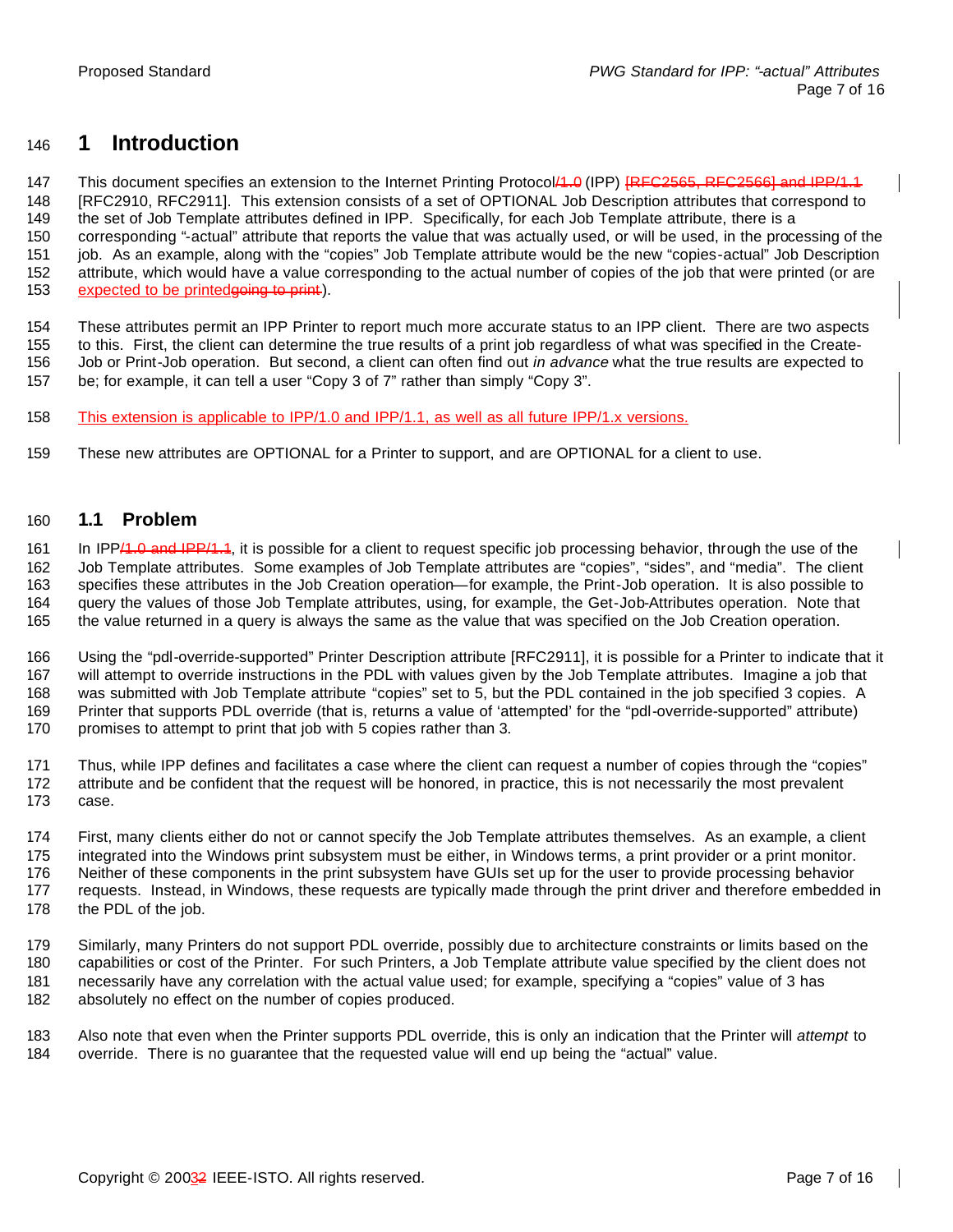# 1 Introduction

This document specifies an extension to the Internet Printing Protocol~~/1.0~~ (IPP) ~~[RFC2565, RFC2566] and IPP/1.1~~ [RFC2910, RFC2911]. This extension consists of a set of OPTIONAL Job Description attributes that correspond to the set of Job Template attributes defined in IPP. Specifically, for each Job Template attribute, there is a corresponding "-actual" attribute that reports the value that was actually used, or will be used, in the processing of the job. As an example, along with the "copies" Job Template attribute would be the new "copies-actual" Job Description attribute, which would have a value corresponding to the actual number of copies of the job that were printed (or are expected to be printed~~going to print~~).

These attributes permit an IPP Printer to report much more accurate status to an IPP client. There are two aspects to this. First, the client can determine the true results of a print job regardless of what was specified in the Create-Job or Print-Job operation. But second, a client can often find out *in advance* what the true results are expected to be; for example, it can tell a user "Copy 3 of 7" rather than simply "Copy 3".

This extension is applicable to IPP/1.0 and IPP/1.1, as well as all future IPP/1.x versions.

These new attributes are OPTIONAL for a Printer to support, and are OPTIONAL for a client to use.

## 1.1 Problem

In IPP~~/1.0 and IPP/1.1~~, it is possible for a client to request specific job processing behavior, through the use of the Job Template attributes. Some examples of Job Template attributes are "copies", "sides", and "media". The client specifies these attributes in the Job Creation operation—for example, the Print-Job operation. It is also possible to query the values of those Job Template attributes, using, for example, the Get-Job-Attributes operation. Note that the value returned in a query is always the same as the value that was specified on the Job Creation operation.

Using the "pdl-override-supported" Printer Description attribute [RFC2911], it is possible for a Printer to indicate that it will attempt to override instructions in the PDL with values given by the Job Template attributes. Imagine a job that was submitted with Job Template attribute "copies" set to 5, but the PDL contained in the job specified 3 copies. A Printer that supports PDL override (that is, returns a value of 'attempted' for the "pdl-override-supported" attribute) promises to attempt to print that job with 5 copies rather than 3.

Thus, while IPP defines and facilitates a case where the client can request a number of copies through the "copies" attribute and be confident that the request will be honored, in practice, this is not necessarily the most prevalent case.

First, many clients either do not or cannot specify the Job Template attributes themselves. As an example, a client integrated into the Windows print subsystem must be either, in Windows terms, a print provider or a print monitor. Neither of these components in the print subsystem have GUIs set up for the user to provide processing behavior requests. Instead, in Windows, these requests are typically made through the print driver and therefore embedded in the PDL of the job.

Similarly, many Printers do not support PDL override, possibly due to architecture constraints or limits based on the capabilities or cost of the Printer. For such Printers, a Job Template attribute value specified by the client does not necessarily have any correlation with the actual value used; for example, specifying a "copies" value of 3 has absolutely no effect on the number of copies produced.

Also note that even when the Printer supports PDL override, this is only an indication that the Printer will *attempt* to override. There is no guarantee that the requested value will end up being the "actual" value.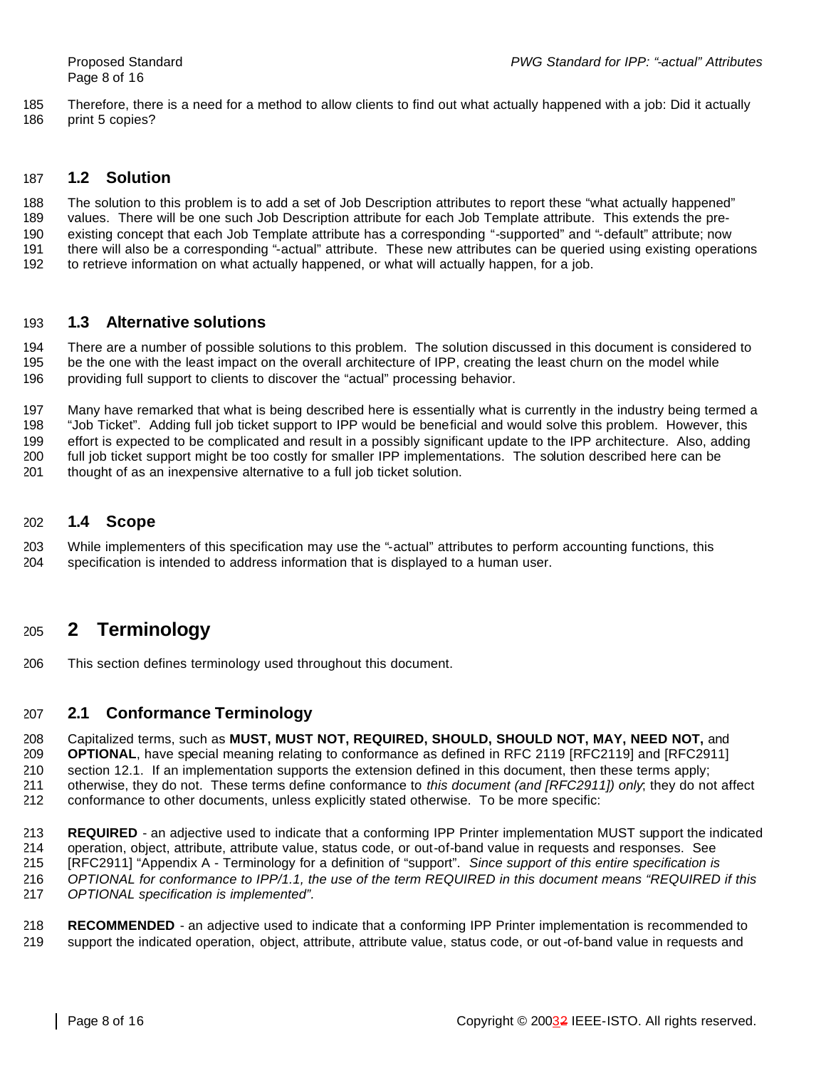Therefore, there is a need for a method to allow clients to find out what actually happened with a job: Did it actually print 5 copies?

## 1.2 Solution

The solution to this problem is to add a set of Job Description attributes to report these "what actually happened" values. There will be one such Job Description attribute for each Job Template attribute. This extends the pre-existing concept that each Job Template attribute has a corresponding "-supported" and "-default" attribute; now there will also be a corresponding "-actual" attribute. These new attributes can be queried using existing operations to retrieve information on what actually happened, or what will actually happen, for a job.

## 1.3 Alternative solutions

There are a number of possible solutions to this problem. The solution discussed in this document is considered to be the one with the least impact on the overall architecture of IPP, creating the least churn on the model while providing full support to clients to discover the "actual" processing behavior.

Many have remarked that what is being described here is essentially what is currently in the industry being termed a "Job Ticket". Adding full job ticket support to IPP would be beneficial and would solve this problem. However, this effort is expected to be complicated and result in a possibly significant update to the IPP architecture. Also, adding full job ticket support might be too costly for smaller IPP implementations. The solution described here can be thought of as an inexpensive alternative to a full job ticket solution.

## 1.4 Scope

While implementers of this specification may use the "-actual" attributes to perform accounting functions, this specification is intended to address information that is displayed to a human user.

# 2 Terminology

This section defines terminology used throughout this document.

## 2.1 Conformance Terminology

Capitalized terms, such as **MUST, MUST NOT, REQUIRED, SHOULD, SHOULD NOT, MAY, NEED NOT,** and **OPTIONAL**, have special meaning relating to conformance as defined in RFC 2119 [RFC2119] and [RFC2911] section 12.1. If an implementation supports the extension defined in this document, then these terms apply; otherwise, they do not. These terms define conformance to *this document (and [RFC2911]) only*; they do not affect conformance to other documents, unless explicitly stated otherwise. To be more specific:

**REQUIRED** - an adjective used to indicate that a conforming IPP Printer implementation MUST support the indicated operation, object, attribute, attribute value, status code, or out-of-band value in requests and responses. See [RFC2911] "Appendix A - Terminology for a definition of "support". *Since support of this entire specification is OPTIONAL for conformance to IPP/1.1, the use of the term REQUIRED in this document means "REQUIRED if this OPTIONAL specification is implemented".*

**RECOMMENDED** - an adjective used to indicate that a conforming IPP Printer implementation is recommended to support the indicated operation, object, attribute, attribute value, status code, or out-of-band value in requests and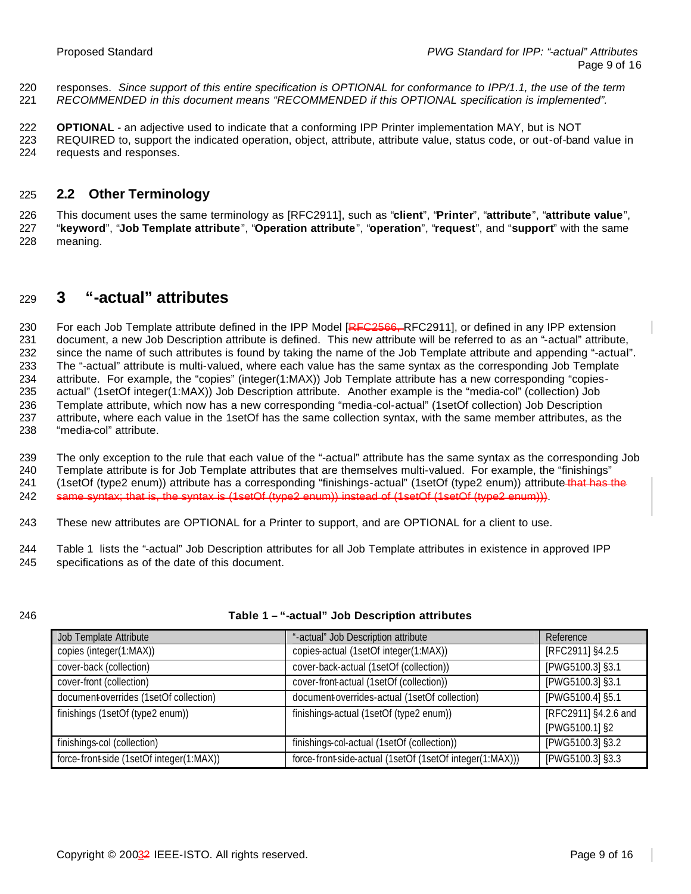responses. *Since support of this entire specification is OPTIONAL for conformance to IPP/1.1, the use of the term RECOMMENDED in this document means "RECOMMENDED if this OPTIONAL specification is implemented".*

**OPTIONAL** - an adjective used to indicate that a conforming IPP Printer implementation MAY, but is NOT REQUIRED to, support the indicated operation, object, attribute, attribute value, status code, or out-of-band value in requests and responses.

## 2.2 Other Terminology

This document uses the same terminology as [RFC2911], such as "**client**", "**Printer**", "**attribute**", "**attribute value**", "**keyword**", "**Job Template attribute**", "**Operation attribute**", "**operation**", "**request**", and "**support**" with the same meaning.

# 3 "-actual" attributes

For each Job Template attribute defined in the IPP Model [~~RFC2566,~~ RFC2911], or defined in any IPP extension document, a new Job Description attribute is defined. This new attribute will be referred to as an "-actual" attribute, since the name of such attributes is found by taking the name of the Job Template attribute and appending "-actual". The "-actual" attribute is multi-valued, where each value has the same syntax as the corresponding Job Template attribute. For example, the "copies" (integer(1:MAX)) Job Template attribute has a new corresponding "copies-actual" (1setOf integer(1:MAX)) Job Description attribute. Another example is the "media-col" (collection) Job Template attribute, which now has a new corresponding "media-col-actual" (1setOf collection) Job Description attribute, where each value in the 1setOf has the same collection syntax, with the same member attributes, as the "media-col" attribute.

The only exception to the rule that each value of the "-actual" attribute has the same syntax as the corresponding Job Template attribute is for Job Template attributes that are themselves multi-valued. For example, the "finishings" (1setOf (type2 enum)) attribute has a corresponding "finishings-actual" (1setOf (type2 enum)) attribute~~ that has the same syntax; that is, the syntax is (1setOf (type2 enum)) instead of (1setOf (1setOf (type2 enum)))~~.

These new attributes are OPTIONAL for a Printer to support, and are OPTIONAL for a client to use.

Table 1 lists the "-actual" Job Description attributes for all Job Template attributes in existence in approved IPP specifications as of the date of this document.

**Table 1 – "-actual" Job Description attributes**

| Job Template Attribute | "-actual" Job Description attribute | Reference |
|---|---|---|
| copies (integer(1:MAX)) | copies-actual (1setOf integer(1:MAX)) | [RFC2911] §4.2.5 |
| cover-back (collection) | cover-back-actual (1setOf (collection)) | [PWG5100.3] §3.1 |
| cover-front (collection) | cover-front-actual (1setOf (collection)) | [PWG5100.3] §3.1 |
| document-overrides (1setOf collection) | document-overrides-actual (1setOf collection) | [PWG5100.4] §5.1 |
| finishings (1setOf (type2 enum)) | finishings-actual (1setOf (type2 enum)) | [RFC2911] §4.2.6 and [PWG5100.1] §2 |
| finishings-col (collection) | finishings-col-actual (1setOf (collection)) | [PWG5100.3] §3.2 |
| force-front-side (1setOf integer(1:MAX)) | force-front-side-actual (1setOf (1setOf integer(1:MAX))) | [PWG5100.3] §3.3 |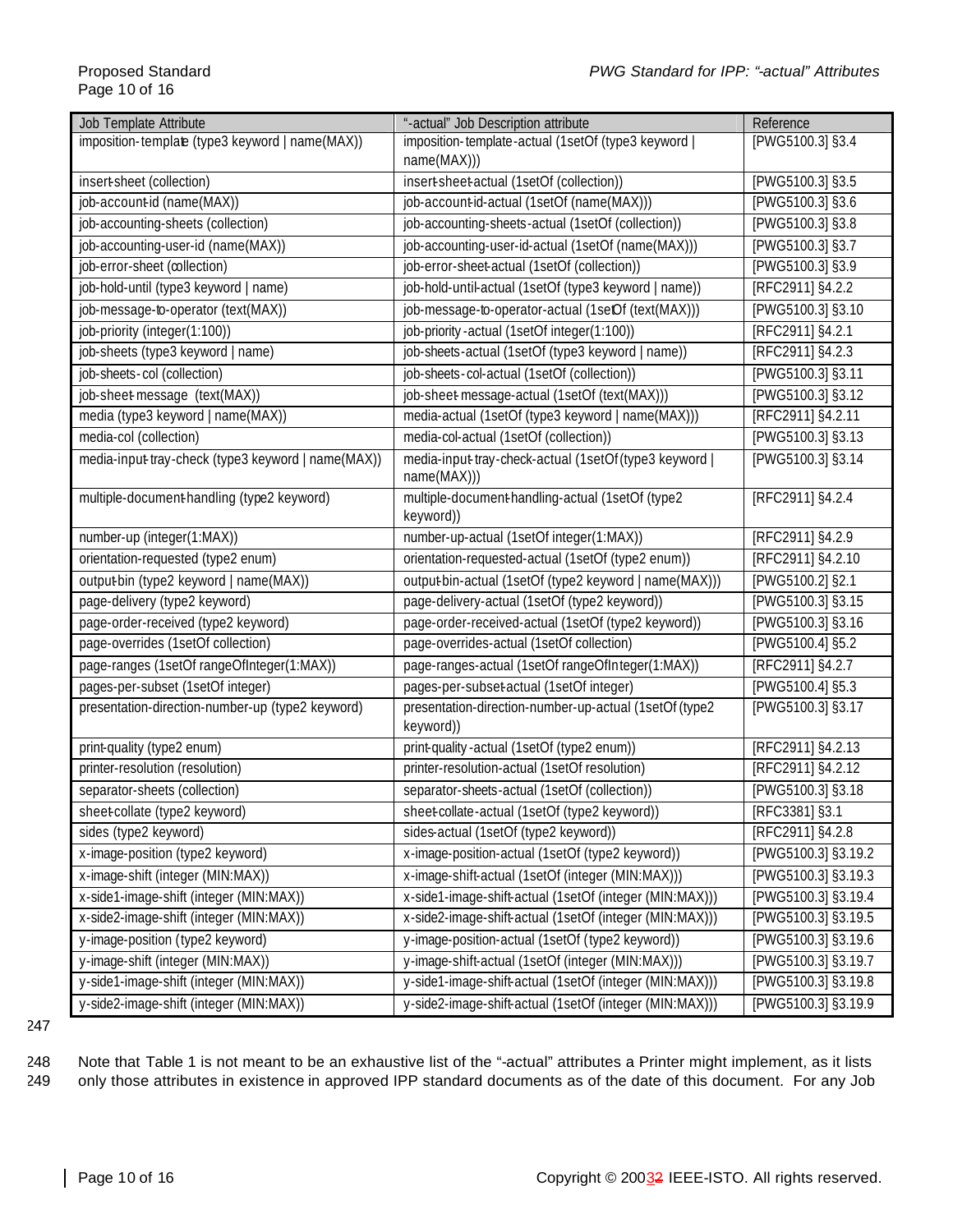| Job Template Attribute | "-actual" Job Description attribute | Reference |
| --- | --- | --- |
| imposition-template (type3 keyword \| name(MAX)) | imposition-template-actual (1setOf (type3 keyword \| name(MAX))) | [PWG5100.3] §3.4 |
| insert-sheet (collection) | insert-sheet-actual (1setOf (collection)) | [PWG5100.3] §3.5 |
| job-account-id (name(MAX)) | job-account-id-actual (1setOf (name(MAX))) | [PWG5100.3] §3.6 |
| job-accounting-sheets (collection) | job-accounting-sheets-actual (1setOf (collection)) | [PWG5100.3] §3.8 |
| job-accounting-user-id (name(MAX)) | job-accounting-user-id-actual (1setOf (name(MAX))) | [PWG5100.3] §3.7 |
| job-error-sheet (collection) | job-error-sheet-actual (1setOf (collection)) | [PWG5100.3] §3.9 |
| job-hold-until (type3 keyword \| name) | job-hold-until-actual (1setOf (type3 keyword \| name)) | [RFC2911] §4.2.2 |
| job-message-to-operator (text(MAX)) | job-message-to-operator-actual (1setOf (text(MAX))) | [PWG5100.3] §3.10 |
| job-priority (integer(1:100)) | job-priority-actual (1setOf integer(1:100)) | [RFC2911] §4.2.1 |
| job-sheets (type3 keyword \| name) | job-sheets-actual (1setOf (type3 keyword \| name)) | [RFC2911] §4.2.3 |
| job-sheets-col (collection) | job-sheets-col-actual (1setOf (collection)) | [PWG5100.3] §3.11 |
| job-sheet-message (text(MAX)) | job-sheet-message-actual (1setOf (text(MAX))) | [PWG5100.3] §3.12 |
| media (type3 keyword \| name(MAX)) | media-actual (1setOf (type3 keyword \| name(MAX))) | [RFC2911] §4.2.11 |
| media-col (collection) | media-col-actual (1setOf (collection)) | [PWG5100.3] §3.13 |
| media-input-tray-check (type3 keyword \| name(MAX)) | media-input-tray-check-actual (1setOf (type3 keyword \| name(MAX))) | [PWG5100.3] §3.14 |
| multiple-document-handling (type2 keyword) | multiple-document-handling-actual (1setOf (type2 keyword)) | [RFC2911] §4.2.4 |
| number-up (integer(1:MAX)) | number-up-actual (1setOf integer(1:MAX)) | [RFC2911] §4.2.9 |
| orientation-requested (type2 enum) | orientation-requested-actual (1setOf (type2 enum)) | [RFC2911] §4.2.10 |
| output-bin (type2 keyword \| name(MAX)) | output-bin-actual (1setOf (type2 keyword \| name(MAX))) | [PWG5100.2] §2.1 |
| page-delivery (type2 keyword) | page-delivery-actual (1setOf (type2 keyword)) | [PWG5100.3] §3.15 |
| page-order-received (type2 keyword) | page-order-received-actual (1setOf (type2 keyword)) | [PWG5100.3] §3.16 |
| page-overrides (1setOf collection) | page-overrides-actual (1setOf collection) | [PWG5100.4] §5.2 |
| page-ranges (1setOf rangeOfInteger(1:MAX)) | page-ranges-actual (1setOf rangeOfInteger(1:MAX)) | [RFC2911] §4.2.7 |
| pages-per-subset (1setOf integer) | pages-per-subset-actual (1setOf integer) | [PWG5100.4] §5.3 |
| presentation-direction-number-up (type2 keyword) | presentation-direction-number-up-actual (1setOf (type2 keyword)) | [PWG5100.3] §3.17 |
| print-quality (type2 enum) | print-quality-actual (1setOf (type2 enum)) | [RFC2911] §4.2.13 |
| printer-resolution (resolution) | printer-resolution-actual (1setOf resolution) | [RFC2911] §4.2.12 |
| separator-sheets (collection) | separator-sheets-actual (1setOf (collection)) | [PWG5100.3] §3.18 |
| sheet-collate (type2 keyword) | sheet-collate-actual (1setOf (type2 keyword)) | [RFC3381] §3.1 |
| sides (type2 keyword) | sides-actual (1setOf (type2 keyword)) | [RFC2911] §4.2.8 |
| x-image-position (type2 keyword) | x-image-position-actual (1setOf (type2 keyword)) | [PWG5100.3] §3.19.2 |
| x-image-shift (integer (MIN:MAX)) | x-image-shift-actual (1setOf (integer (MIN:MAX))) | [PWG5100.3] §3.19.3 |
| x-side1-image-shift (integer (MIN:MAX)) | x-side1-image-shift-actual (1setOf (integer (MIN:MAX))) | [PWG5100.3] §3.19.4 |
| x-side2-image-shift (integer (MIN:MAX)) | x-side2-image-shift-actual (1setOf (integer (MIN:MAX))) | [PWG5100.3] §3.19.5 |
| y-image-position (type2 keyword) | y-image-position-actual (1setOf (type2 keyword)) | [PWG5100.3] §3.19.6 |
| y-image-shift (integer (MIN:MAX)) | y-image-shift-actual (1setOf (integer (MIN:MAX))) | [PWG5100.3] §3.19.7 |
| y-side1-image-shift (integer (MIN:MAX)) | y-side1-image-shift-actual (1setOf (integer (MIN:MAX))) | [PWG5100.3] §3.19.8 |
| y-side2-image-shift (integer (MIN:MAX)) | y-side2-image-shift-actual (1setOf (integer (MIN:MAX))) | [PWG5100.3] §3.19.9 |

Note that Table 1 is not meant to be an exhaustive list of the "-actual" attributes a Printer might implement, as it lists only those attributes in existence in approved IPP standard documents as of the date of this document. For any Job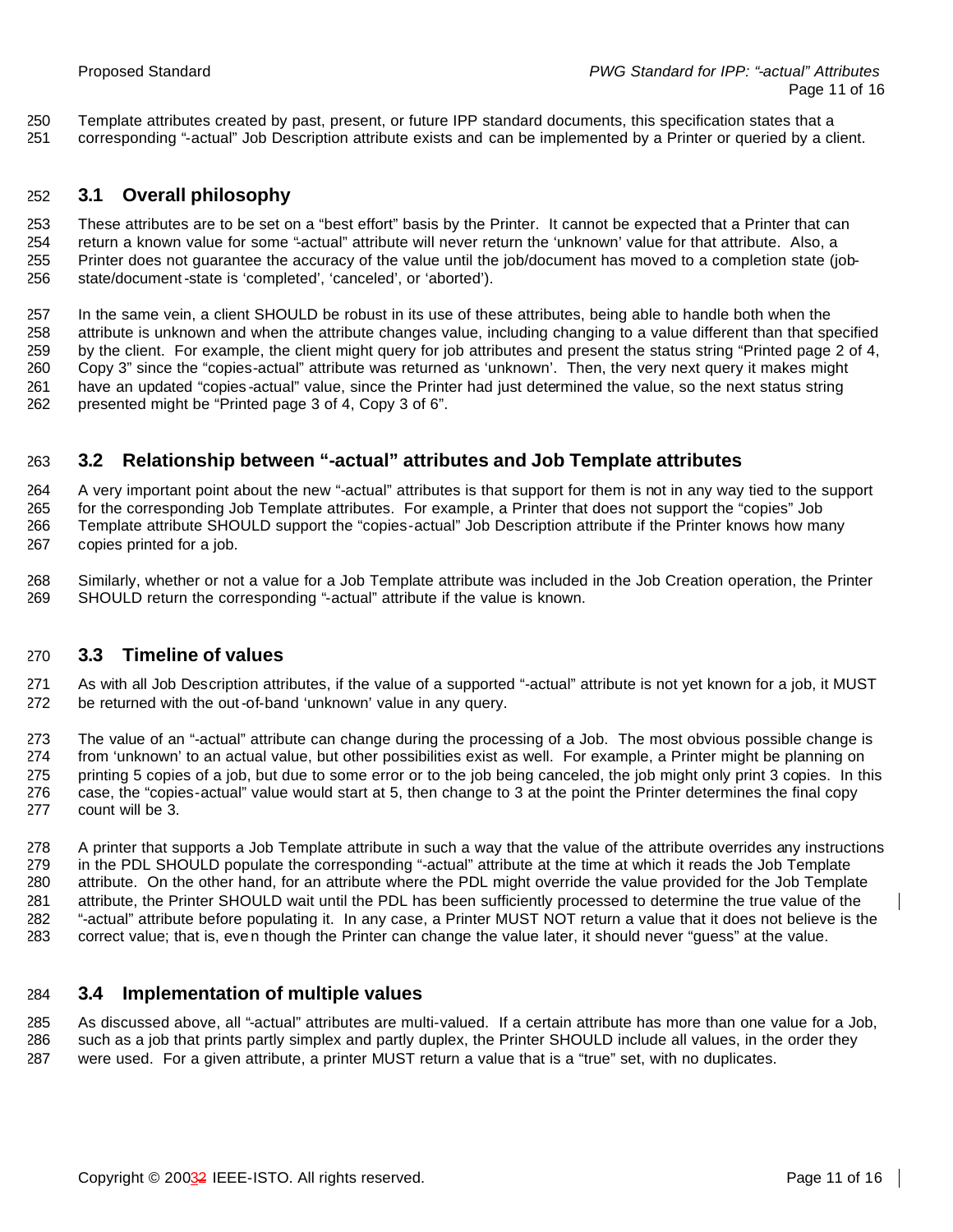Template attributes created by past, present, or future IPP standard documents, this specification states that a corresponding "-actual" Job Description attribute exists and can be implemented by a Printer or queried by a client.

## 3.1 Overall philosophy

These attributes are to be set on a "best effort" basis by the Printer. It cannot be expected that a Printer that can return a known value for some "-actual" attribute will never return the 'unknown' value for that attribute. Also, a Printer does not guarantee the accuracy of the value until the job/document has moved to a completion state (job-state/document-state is 'completed', 'canceled', or 'aborted').

In the same vein, a client SHOULD be robust in its use of these attributes, being able to handle both when the attribute is unknown and when the attribute changes value, including changing to a value different than that specified by the client. For example, the client might query for job attributes and present the status string "Printed page 2 of 4, Copy 3" since the "copies-actual" attribute was returned as 'unknown'. Then, the very next query it makes might have an updated "copies-actual" value, since the Printer had just determined the value, so the next status string presented might be "Printed page 3 of 4, Copy 3 of 6".

## 3.2 Relationship between "-actual" attributes and Job Template attributes

A very important point about the new "-actual" attributes is that support for them is not in any way tied to the support for the corresponding Job Template attributes. For example, a Printer that does not support the "copies" Job Template attribute SHOULD support the "copies-actual" Job Description attribute if the Printer knows how many copies printed for a job.

Similarly, whether or not a value for a Job Template attribute was included in the Job Creation operation, the Printer SHOULD return the corresponding "-actual" attribute if the value is known.

## 3.3 Timeline of values

As with all Job Description attributes, if the value of a supported "-actual" attribute is not yet known for a job, it MUST be returned with the out-of-band 'unknown' value in any query.

The value of an "-actual" attribute can change during the processing of a Job. The most obvious possible change is from 'unknown' to an actual value, but other possibilities exist as well. For example, a Printer might be planning on printing 5 copies of a job, but due to some error or to the job being canceled, the job might only print 3 copies. In this case, the "copies-actual" value would start at 5, then change to 3 at the point the Printer determines the final copy count will be 3.

A printer that supports a Job Template attribute in such a way that the value of the attribute overrides any instructions in the PDL SHOULD populate the corresponding "-actual" attribute at the time at which it reads the Job Template attribute. On the other hand, for an attribute where the PDL might override the value provided for the Job Template attribute, the Printer SHOULD wait until the PDL has been sufficiently processed to determine the true value of the "-actual" attribute before populating it. In any case, a Printer MUST NOT return a value that it does not believe is the correct value; that is, even though the Printer can change the value later, it should never "guess" at the value.

## 3.4 Implementation of multiple values

As discussed above, all "-actual" attributes are multi-valued. If a certain attribute has more than one value for a Job, such as a job that prints partly simplex and partly duplex, the Printer SHOULD include all values, in the order they were used. For a given attribute, a printer MUST return a value that is a "true" set, with no duplicates.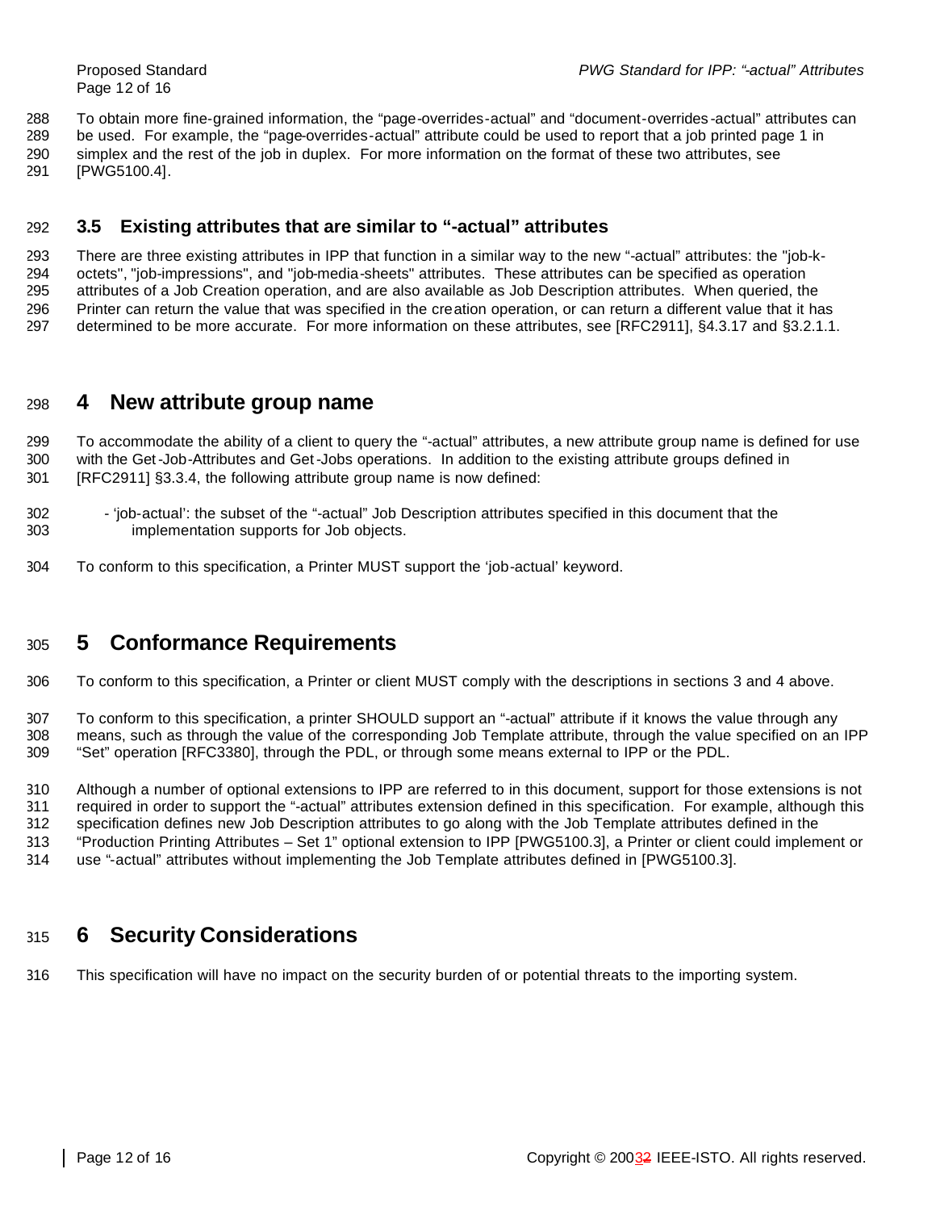To obtain more fine-grained information, the "page-overrides-actual" and "document-overrides-actual" attributes can be used. For example, the "page-overrides-actual" attribute could be used to report that a job printed page 1 in simplex and the rest of the job in duplex. For more information on the format of these two attributes, see [PWG5100.4].

### 3.5 Existing attributes that are similar to "-actual" attributes

There are three existing attributes in IPP that function in a similar way to the new "-actual" attributes: the "job-k-octets", "job-impressions", and "job-media-sheets" attributes. These attributes can be specified as operation attributes of a Job Creation operation, and are also available as Job Description attributes. When queried, the Printer can return the value that was specified in the creation operation, or can return a different value that it has determined to be more accurate. For more information on these attributes, see [RFC2911], §4.3.17 and §3.2.1.1.

## 4 New attribute group name

To accommodate the ability of a client to query the "-actual" attributes, a new attribute group name is defined for use with the Get-Job-Attributes and Get-Jobs operations. In addition to the existing attribute groups defined in [RFC2911] §3.3.4, the following attribute group name is now defined:

- 'job-actual': the subset of the "-actual" Job Description attributes specified in this document that the implementation supports for Job objects.

To conform to this specification, a Printer MUST support the 'job-actual' keyword.

## 5 Conformance Requirements

To conform to this specification, a Printer or client MUST comply with the descriptions in sections 3 and 4 above.

To conform to this specification, a printer SHOULD support an "-actual" attribute if it knows the value through any means, such as through the value of the corresponding Job Template attribute, through the value specified on an IPP "Set" operation [RFC3380], through the PDL, or through some means external to IPP or the PDL.

Although a number of optional extensions to IPP are referred to in this document, support for those extensions is not required in order to support the "-actual" attributes extension defined in this specification. For example, although this specification defines new Job Description attributes to go along with the Job Template attributes defined in the "Production Printing Attributes – Set 1" optional extension to IPP [PWG5100.3], a Printer or client could implement or use "-actual" attributes without implementing the Job Template attributes defined in [PWG5100.3].

## 6 Security Considerations

This specification will have no impact on the security burden of or potential threats to the importing system.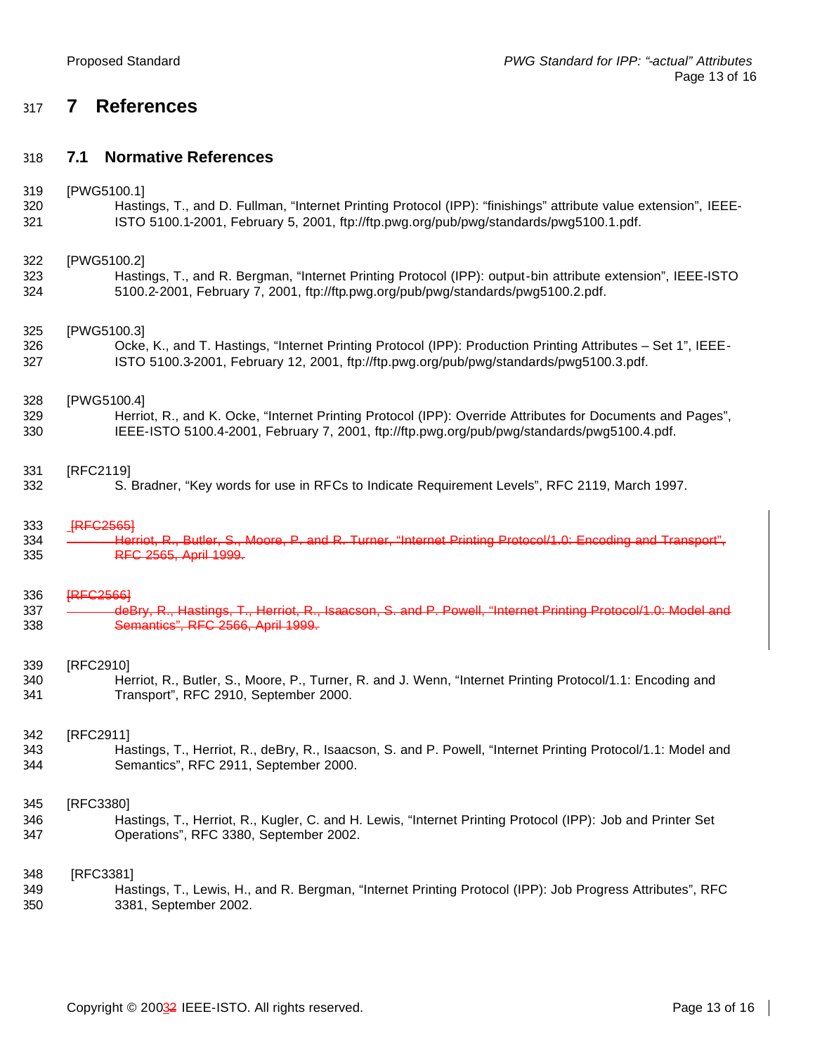# 7 References

## 7.1 Normative References

[PWG5100.1]
Hastings, T., and D. Fullman, “Internet Printing Protocol (IPP): “finishings” attribute value extension”, IEEE-ISTO 5100.1-2001, February 5, 2001, ftp://ftp.pwg.org/pub/pwg/standards/pwg5100.1.pdf.

[PWG5100.2]
Hastings, T., and R. Bergman, “Internet Printing Protocol (IPP): output-bin attribute extension”, IEEE-ISTO 5100.2-2001, February 7, 2001, ftp://ftp.pwg.org/pub/pwg/standards/pwg5100.2.pdf.

[PWG5100.3]
Ocke, K., and T. Hastings, “Internet Printing Protocol (IPP): Production Printing Attributes – Set 1”, IEEE-ISTO 5100.3-2001, February 12, 2001, ftp://ftp.pwg.org/pub/pwg/standards/pwg5100.3.pdf.

[PWG5100.4]
Herriot, R., and K. Ocke, “Internet Printing Protocol (IPP): Override Attributes for Documents and Pages”, IEEE-ISTO 5100.4-2001, February 7, 2001, ftp://ftp.pwg.org/pub/pwg/standards/pwg5100.4.pdf.

[RFC2119]
S. Bradner, “Key words for use in RFCs to Indicate Requirement Levels”, RFC 2119, March 1997.

~~[RFC2565]~~
~~Herriot, R., Butler, S., Moore, P. and R. Turner, “Internet Printing Protocol/1.0: Encoding and Transport”, RFC 2565, April 1999.~~

~~[RFC2566]~~
~~deBry, R., Hastings, T., Herriot, R., Isaacson, S. and P. Powell, “Internet Printing Protocol/1.0: Model and Semantics”, RFC 2566, April 1999.~~

[RFC2910]
Herriot, R., Butler, S., Moore, P., Turner, R. and J. Wenn, “Internet Printing Protocol/1.1: Encoding and Transport”, RFC 2910, September 2000.

[RFC2911]
Hastings, T., Herriot, R., deBry, R., Isaacson, S. and P. Powell, “Internet Printing Protocol/1.1: Model and Semantics”, RFC 2911, September 2000.

[RFC3380]
Hastings, T., Herriot, R., Kugler, C. and H. Lewis, “Internet Printing Protocol (IPP): Job and Printer Set Operations”, RFC 3380, September 2002.

[RFC3381]
Hastings, T., Lewis, H., and R. Bergman, “Internet Printing Protocol (IPP): Job Progress Attributes”, RFC 3381, September 2002.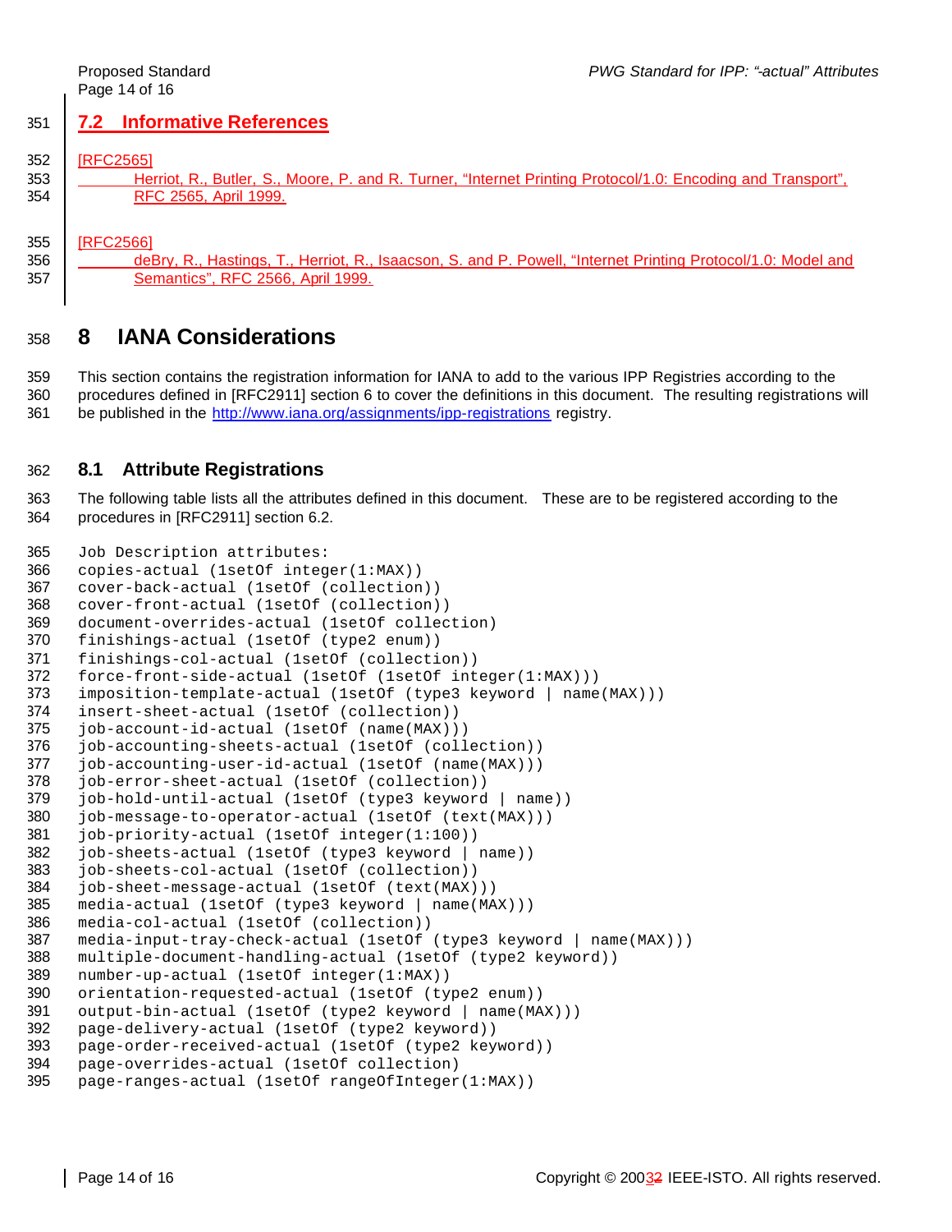## 7.2 Informative References

[RFC2565]
Herriot, R., Butler, S., Moore, P. and R. Turner, "Internet Printing Protocol/1.0: Encoding and Transport", RFC 2565, April 1999.

[RFC2566]
deBry, R., Hastings, T., Herriot, R., Isaacson, S. and P. Powell, "Internet Printing Protocol/1.0: Model and Semantics", RFC 2566, April 1999.

# 8 IANA Considerations

This section contains the registration information for IANA to add to the various IPP Registries according to the procedures defined in [RFC2911] section 6 to cover the definitions in this document. The resulting registrations will be published in the http://www.iana.org/assignments/ipp-registrations registry.

## 8.1 Attribute Registrations

The following table lists all the attributes defined in this document. These are to be registered according to the procedures in [RFC2911] section 6.2.

```
Job Description attributes:
copies-actual (1setOf integer(1:MAX))
cover-back-actual (1setOf (collection))
cover-front-actual (1setOf (collection))
document-overrides-actual (1setOf collection)
finishings-actual (1setOf (type2 enum))
finishings-col-actual (1setOf (collection))
force-front-side-actual (1setOf (1setOf integer(1:MAX)))
imposition-template-actual (1setOf (type3 keyword | name(MAX)))
insert-sheet-actual (1setOf (collection))
job-account-id-actual (1setOf (name(MAX)))
job-accounting-sheets-actual (1setOf (collection))
job-accounting-user-id-actual (1setOf (name(MAX)))
job-error-sheet-actual (1setOf (collection))
job-hold-until-actual (1setOf (type3 keyword | name))
job-message-to-operator-actual (1setOf (text(MAX)))
job-priority-actual (1setOf integer(1:100))
job-sheets-actual (1setOf (type3 keyword | name))
job-sheets-col-actual (1setOf (collection))
job-sheet-message-actual (1setOf (text(MAX)))
media-actual (1setOf (type3 keyword | name(MAX)))
media-col-actual (1setOf (collection))
media-input-tray-check-actual (1setOf (type3 keyword | name(MAX)))
multiple-document-handling-actual (1setOf (type2 keyword))
number-up-actual (1setOf integer(1:MAX))
orientation-requested-actual (1setOf (type2 enum))
output-bin-actual (1setOf (type2 keyword | name(MAX)))
page-delivery-actual (1setOf (type2 keyword))
page-order-received-actual (1setOf (type2 keyword))
page-overrides-actual (1setOf collection)
page-ranges-actual (1setOf rangeOfInteger(1:MAX))
```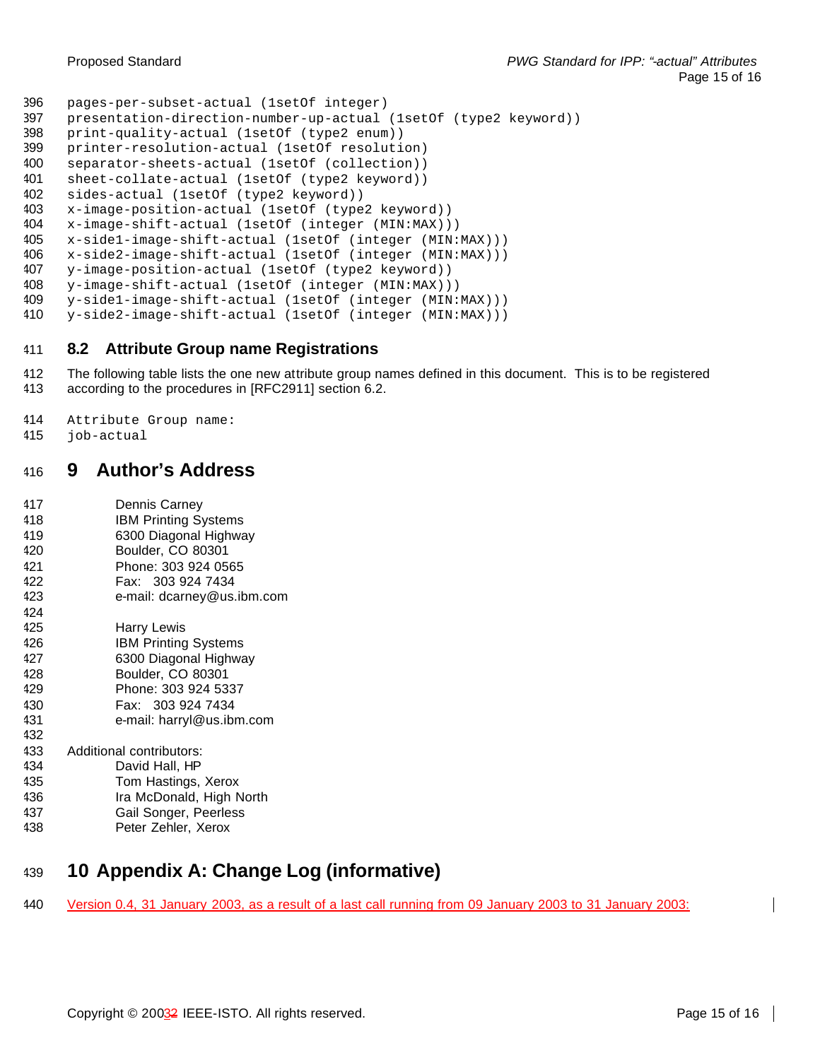```
pages-per-subset-actual (1setOf integer)
presentation-direction-number-up-actual (1setOf (type2 keyword))
print-quality-actual (1setOf (type2 enum))
printer-resolution-actual (1setOf resolution)
separator-sheets-actual (1setOf (collection))
sheet-collate-actual (1setOf (type2 keyword))
sides-actual (1setOf (type2 keyword))
x-image-position-actual (1setOf (type2 keyword))
x-image-shift-actual (1setOf (integer (MIN:MAX)))
x-side1-image-shift-actual (1setOf (integer (MIN:MAX)))
x-side2-image-shift-actual (1setOf (integer (MIN:MAX)))
y-image-position-actual (1setOf (type2 keyword))
y-image-shift-actual (1setOf (integer (MIN:MAX)))
y-side1-image-shift-actual (1setOf (integer (MIN:MAX)))
y-side2-image-shift-actual (1setOf (integer (MIN:MAX)))
```

### 8.2 Attribute Group name Registrations

The following table lists the one new attribute group names defined in this document. This is to be registered according to the procedures in [RFC2911] section 6.2.

```
Attribute Group name:
job-actual
```

# 9 Author's Address

Dennis Carney
IBM Printing Systems
6300 Diagonal Highway
Boulder, CO 80301
Phone: 303 924 0565
Fax: 303 924 7434
e-mail: dcarney@us.ibm.com

Harry Lewis
IBM Printing Systems
6300 Diagonal Highway
Boulder, CO 80301
Phone: 303 924 5337
Fax: 303 924 7434
e-mail: harryl@us.ibm.com

Additional contributors:
David Hall, HP
Tom Hastings, Xerox
Ira McDonald, High North
Gail Songer, Peerless
Peter Zehler, Xerox

# 10 Appendix A: Change Log (informative)

Version 0.4, 31 January 2003, as a result of a last call running from 09 January 2003 to 31 January 2003: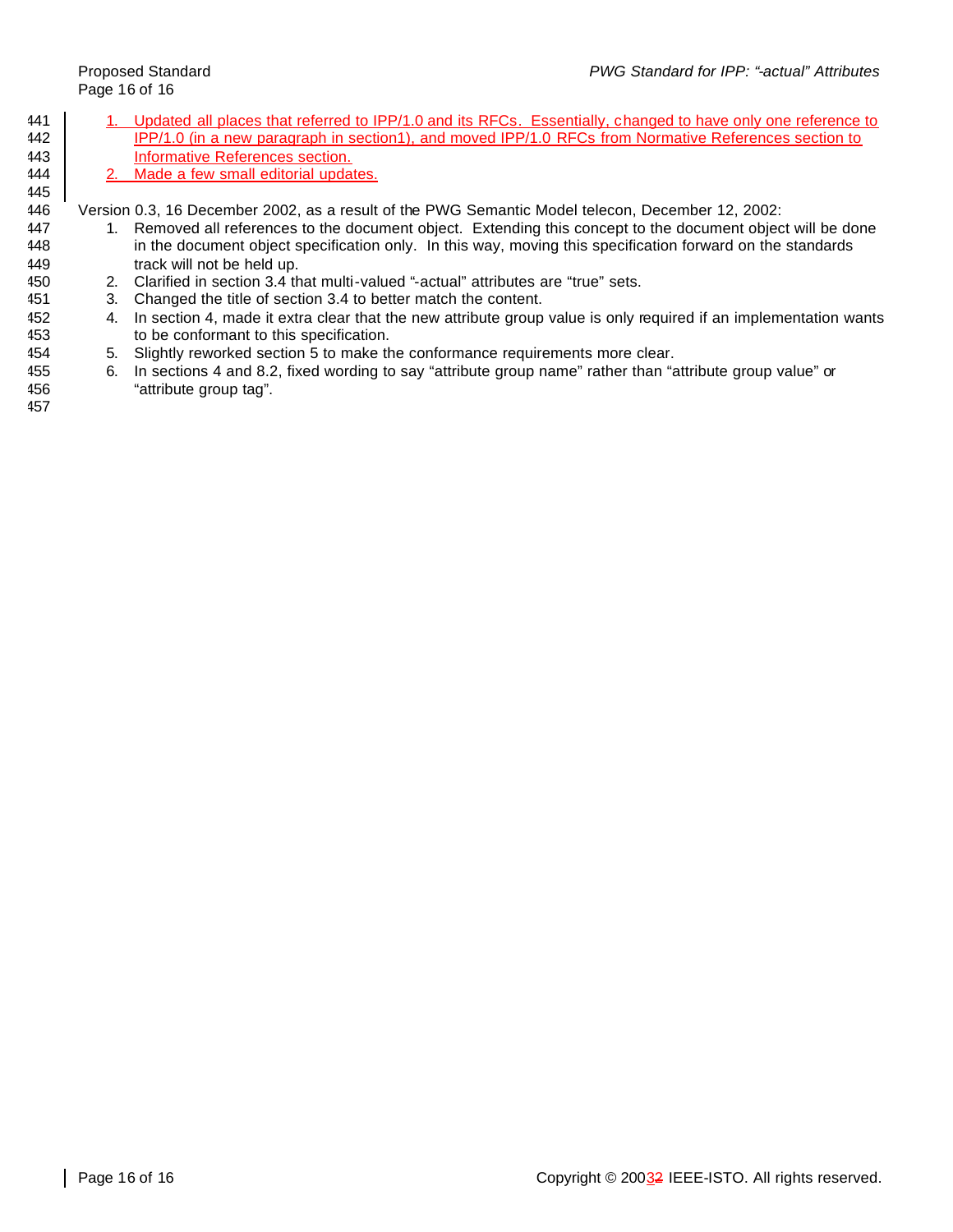1. Updated all places that referred to IPP/1.0 and its RFCs. Essentially, changed to have only one reference to IPP/1.0 (in a new paragraph in section1), and moved IPP/1.0 RFCs from Normative References section to Informative References section.
2. Made a few small editorial updates.

Version 0.3, 16 December 2002, as a result of the PWG Semantic Model telecon, December 12, 2002:

1. Removed all references to the document object. Extending this concept to the document object will be done in the document object specification only. In this way, moving this specification forward on the standards track will not be held up.
2. Clarified in section 3.4 that multi-valued "-actual" attributes are "true" sets.
3. Changed the title of section 3.4 to better match the content.
4. In section 4, made it extra clear that the new attribute group value is only required if an implementation wants to be conformant to this specification.
5. Slightly reworked section 5 to make the conformance requirements more clear.
6. In sections 4 and 8.2, fixed wording to say "attribute group name" rather than "attribute group value" or "attribute group tag".